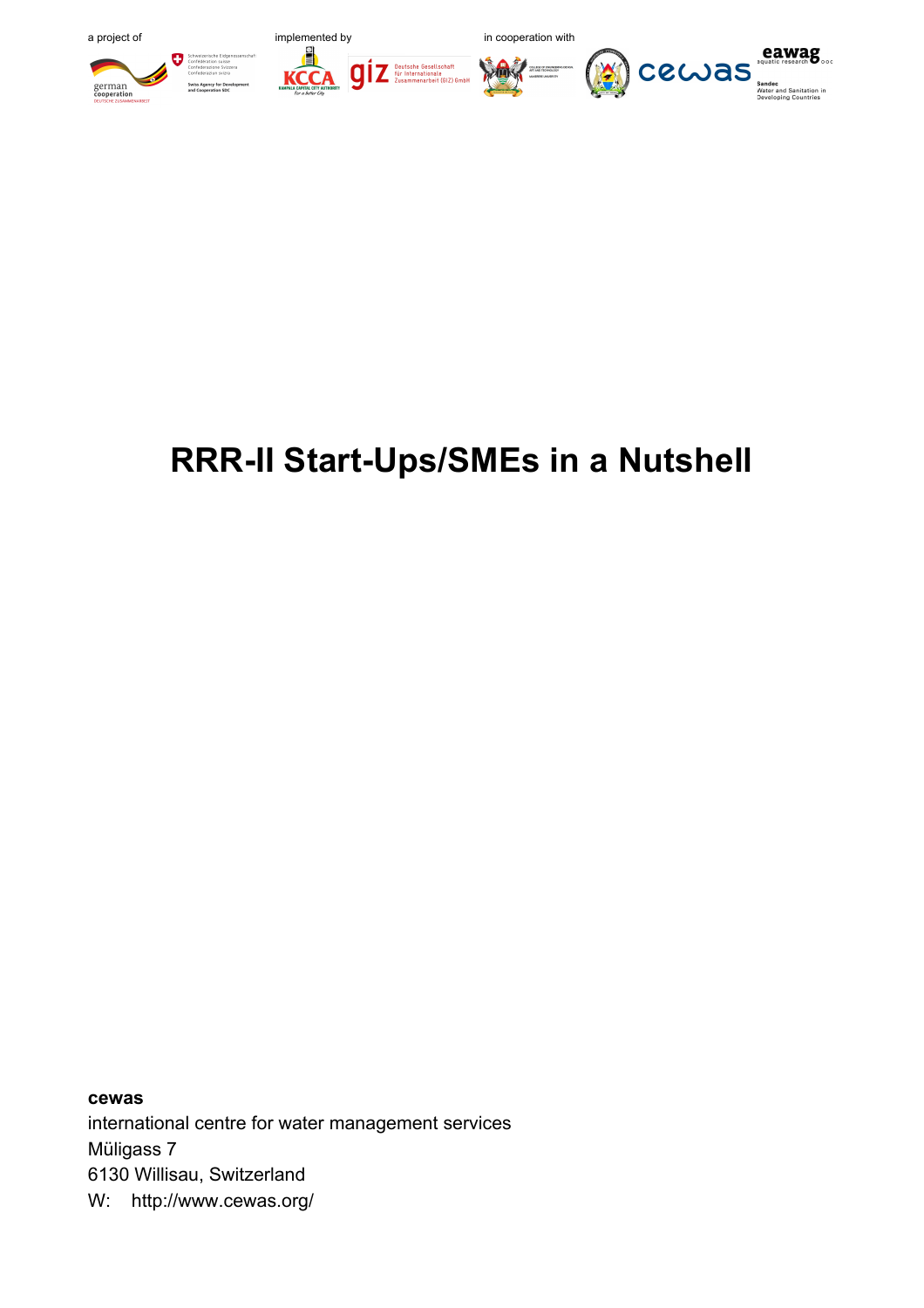a project of

implemented by

in cooperation with

# RRR-II Start-Ups/SMEs in a Nutshell

**cewas**
international centre for water management services
Müligass 7
6130 Willisau, Switzerland
W: http://www.cewas.org/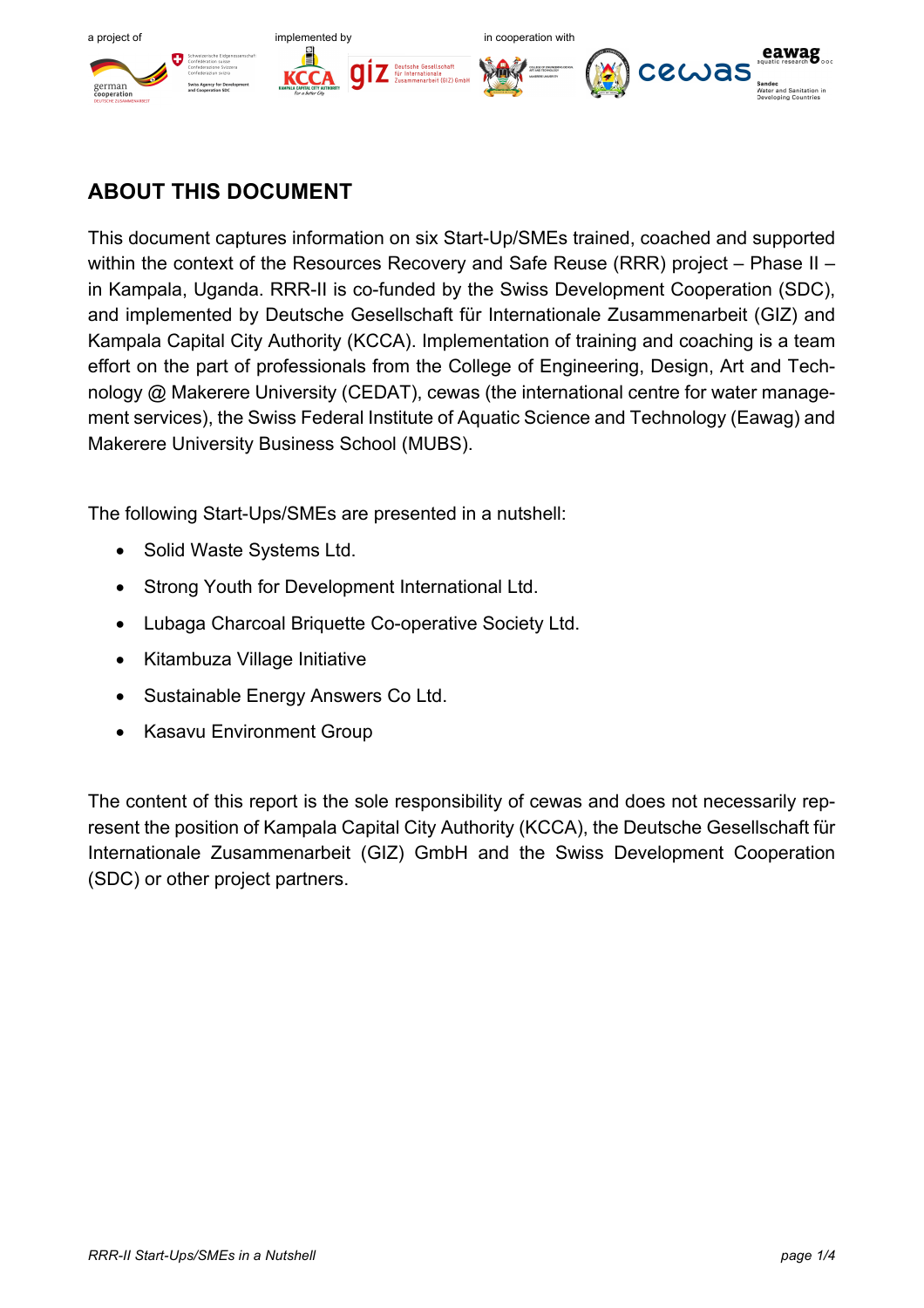## ABOUT THIS DOCUMENT

This document captures information on six Start-Up/SMEs trained, coached and supported within the context of the Resources Recovery and Safe Reuse (RRR) project – Phase II – in Kampala, Uganda. RRR-II is co-funded by the Swiss Development Cooperation (SDC), and implemented by Deutsche Gesellschaft für Internationale Zusammenarbeit (GIZ) and Kampala Capital City Authority (KCCA). Implementation of training and coaching is a team effort on the part of professionals from the College of Engineering, Design, Art and Technology @ Makerere University (CEDAT), cewas (the international centre for water management services), the Swiss Federal Institute of Aquatic Science and Technology (Eawag) and Makerere University Business School (MUBS).

The following Start-Ups/SMEs are presented in a nutshell:

- Solid Waste Systems Ltd.
- Strong Youth for Development International Ltd.
- Lubaga Charcoal Briquette Co-operative Society Ltd.
- Kitambuza Village Initiative
- Sustainable Energy Answers Co Ltd.
- Kasavu Environment Group

The content of this report is the sole responsibility of cewas and does not necessarily represent the position of Kampala Capital City Authority (KCCA), the Deutsche Gesellschaft für Internationale Zusammenarbeit (GIZ) GmbH and the Swiss Development Cooperation (SDC) or other project partners.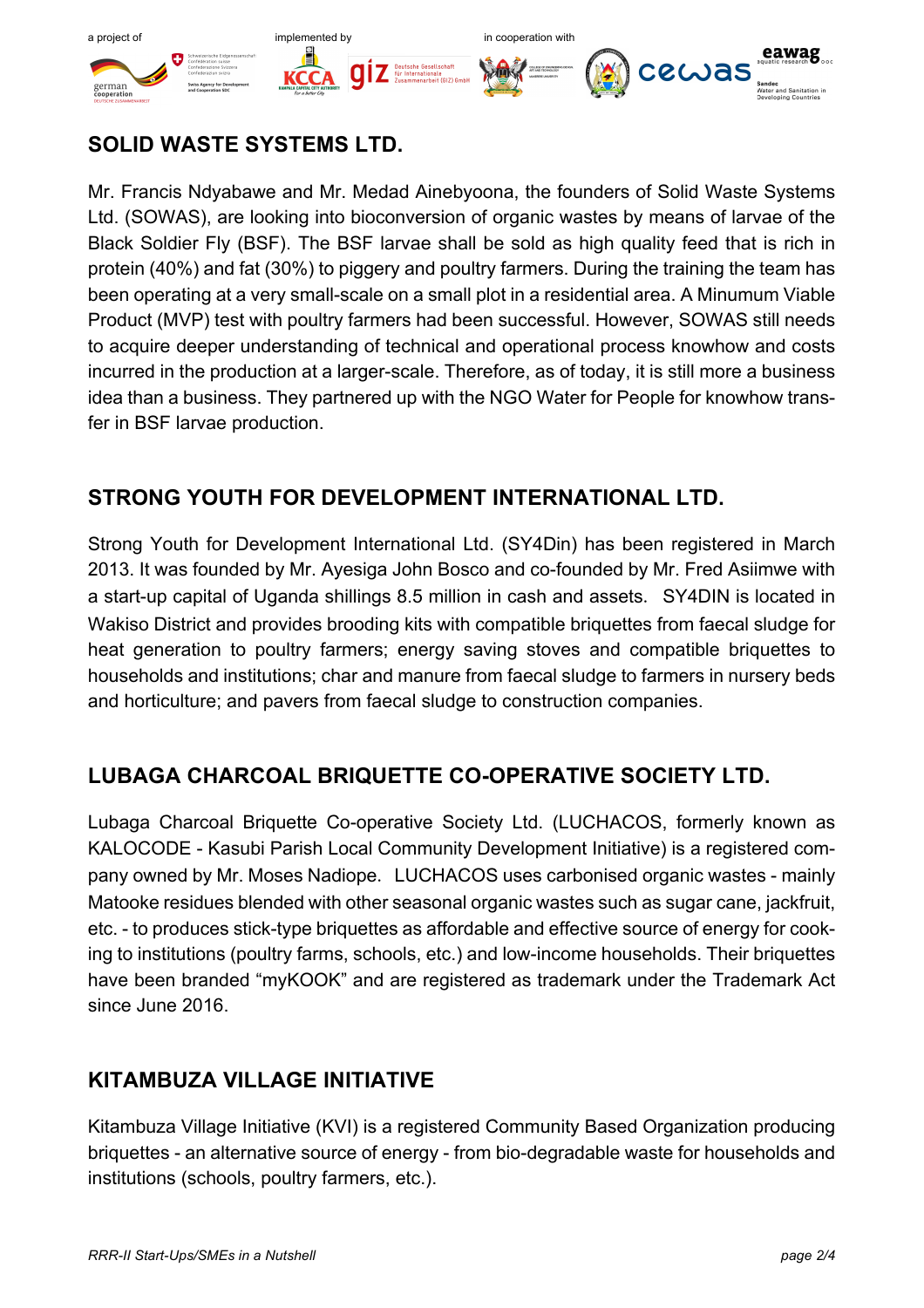## SOLID WASTE SYSTEMS LTD.

Mr. Francis Ndyabawe and Mr. Medad Ainebyoona, the founders of Solid Waste Systems Ltd. (SOWAS), are looking into bioconversion of organic wastes by means of larvae of the Black Soldier Fly (BSF). The BSF larvae shall be sold as high quality feed that is rich in protein (40%) and fat (30%) to piggery and poultry farmers. During the training the team has been operating at a very small-scale on a small plot in a residential area. A Minumum Viable Product (MVP) test with poultry farmers had been successful. However, SOWAS still needs to acquire deeper understanding of technical and operational process knowhow and costs incurred in the production at a larger-scale. Therefore, as of today, it is still more a business idea than a business. They partnered up with the NGO Water for People for knowhow transfer in BSF larvae production.

## STRONG YOUTH FOR DEVELOPMENT INTERNATIONAL LTD.

Strong Youth for Development International Ltd. (SY4Din) has been registered in March 2013. It was founded by Mr. Ayesiga John Bosco and co-founded by Mr. Fred Asiimwe with a start-up capital of Uganda shillings 8.5 million in cash and assets. SY4DIN is located in Wakiso District and provides brooding kits with compatible briquettes from faecal sludge for heat generation to poultry farmers; energy saving stoves and compatible briquettes to households and institutions; char and manure from faecal sludge to farmers in nursery beds and horticulture; and pavers from faecal sludge to construction companies.

## LUBAGA CHARCOAL BRIQUETTE CO-OPERATIVE SOCIETY LTD.

Lubaga Charcoal Briquette Co-operative Society Ltd. (LUCHACOS, formerly known as KALOCODE - Kasubi Parish Local Community Development Initiative) is a registered company owned by Mr. Moses Nadiope. LUCHACOS uses carbonised organic wastes - mainly Matooke residues blended with other seasonal organic wastes such as sugar cane, jackfruit, etc. - to produces stick-type briquettes as affordable and effective source of energy for cooking to institutions (poultry farms, schools, etc.) and low-income households. Their briquettes have been branded “myKOOK” and are registered as trademark under the Trademark Act since June 2016.

## KITAMBUZA VILLAGE INITIATIVE

Kitambuza Village Initiative (KVI) is a registered Community Based Organization producing briquettes - an alternative source of energy - from bio-degradable waste for households and institutions (schools, poultry farmers, etc.).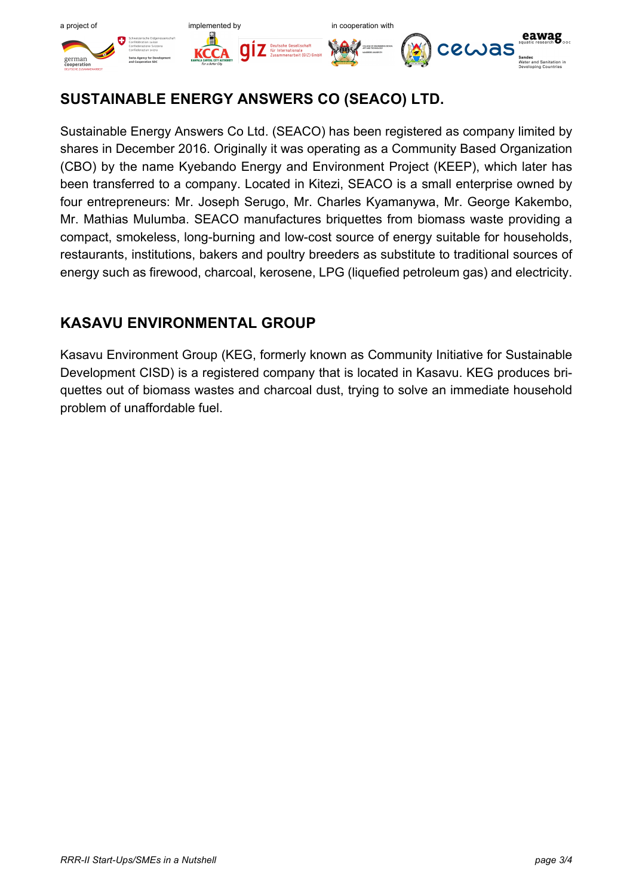## SUSTAINABLE ENERGY ANSWERS CO (SEACO) LTD.

Sustainable Energy Answers Co Ltd. (SEACO) has been registered as company limited by shares in December 2016. Originally it was operating as a Community Based Organization (CBO) by the name Kyebando Energy and Environment Project (KEEP), which later has been transferred to a company. Located in Kitezi, SEACO is a small enterprise owned by four entrepreneurs: Mr. Joseph Serugo, Mr. Charles Kyamanywa, Mr. George Kakembo, Mr. Mathias Mulumba. SEACO manufactures briquettes from biomass waste providing a compact, smokeless, long-burning and low-cost source of energy suitable for households, restaurants, institutions, bakers and poultry breeders as substitute to traditional sources of energy such as firewood, charcoal, kerosene, LPG (liquefied petroleum gas) and electricity.

## KASAVU ENVIRONMENTAL GROUP

Kasavu Environment Group (KEG, formerly known as Community Initiative for Sustainable Development CISD) is a registered company that is located in Kasavu. KEG produces briquettes out of biomass wastes and charcoal dust, trying to solve an immediate household problem of unaffordable fuel.